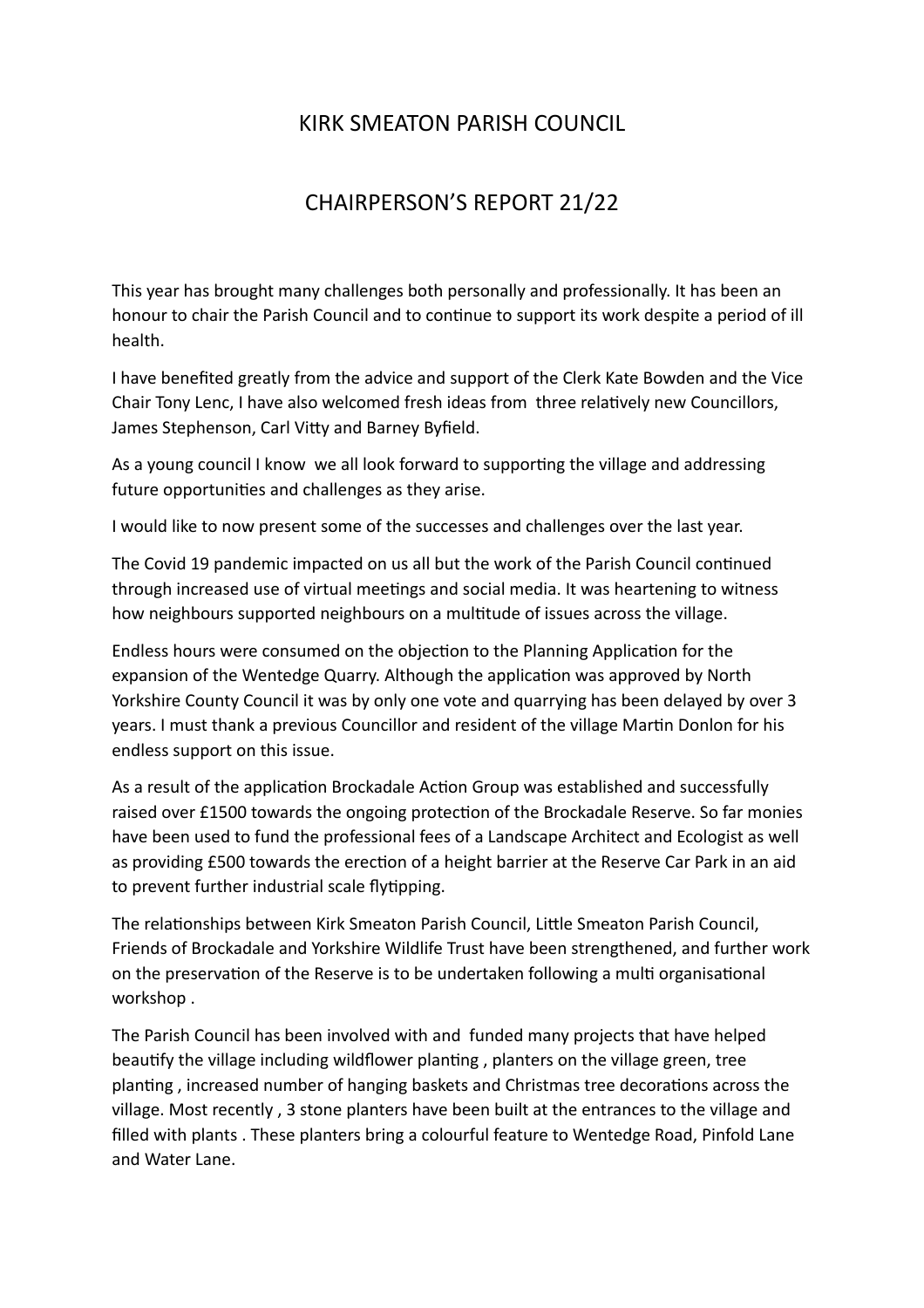# KIRK SMEATON PARISH COUNCIL

## CHAIRPERSON'S REPORT 21/22

This year has brought many challenges both personally and professionally. It has been an honour to chair the Parish Council and to continue to support its work despite a period of ill health.

I have benefited greatly from the advice and support of the Clerk Kate Bowden and the Vice Chair Tony Lenc, I have also welcomed fresh ideas from three relatively new Councillors, James Stephenson, Carl Vitty and Barney Byfield.

As a young council I know we all look forward to supporting the village and addressing future opportunities and challenges as they arise.

I would like to now present some of the successes and challenges over the last year.

The Covid 19 pandemic impacted on us all but the work of the Parish Council continued through increased use of virtual meetings and social media. It was heartening to witness how neighbours supported neighbours on a multitude of issues across the village.

Endless hours were consumed on the objection to the Planning Application for the expansion of the Wentedge Quarry. Although the application was approved by North Yorkshire County Council it was by only one vote and quarrying has been delayed by over 3 years. I must thank a previous Councillor and resident of the village Martin Donlon for his endless support on this issue.

As a result of the application Brockadale Action Group was established and successfully raised over £1500 towards the ongoing protection of the Brockadale Reserve. So far monies have been used to fund the professional fees of a Landscape Architect and Ecologist as well as providing £500 towards the erection of a height barrier at the Reserve Car Park in an aid to prevent further industrial scale flytipping.

The relationships between Kirk Smeaton Parish Council, Little Smeaton Parish Council, Friends of Brockadale and Yorkshire Wildlife Trust have been strengthened, and further work on the preservation of the Reserve is to be undertaken following a multi organisational workshop .

The Parish Council has been involved with and funded many projects that have helped beautify the village including wildflower planting , planters on the village green, tree planting , increased number of hanging baskets and Christmas tree decorations across the village. Most recently , 3 stone planters have been built at the entrances to the village and filled with plants . These planters bring a colourful feature to Wentedge Road, Pinfold Lane and Water Lane.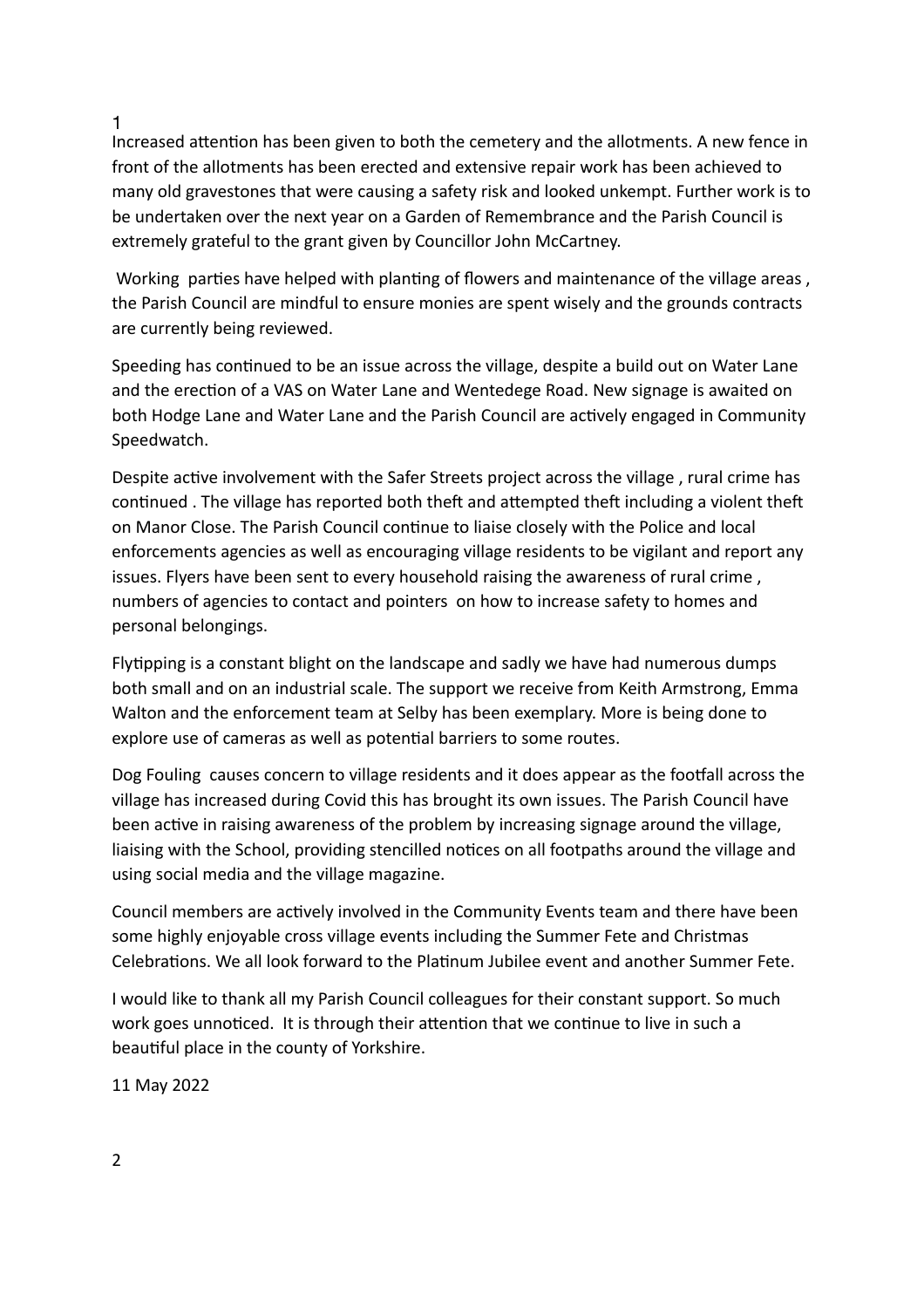Increased attention has been given to both the cemetery and the allotments. A new fence in front of the allotments has been erected and extensive repair work has been achieved to many old gravestones that were causing a safety risk and looked unkempt. Further work is to be undertaken over the next year on a Garden of Remembrance and the Parish Council is extremely grateful to the grant given by Councillor John McCartney.

Working parties have helped with planting of flowers and maintenance of the village areas , the Parish Council are mindful to ensure monies are spent wisely and the grounds contracts are currently being reviewed.

Speeding has continued to be an issue across the village, despite a build out on Water Lane and the erection of a VAS on Water Lane and Wentedege Road. New signage is awaited on both Hodge Lane and Water Lane and the Parish Council are actively engaged in Community Speedwatch.

Despite active involvement with the Safer Streets project across the village , rural crime has continued . The village has reported both theft and attempted theft including a violent theft on Manor Close. The Parish Council continue to liaise closely with the Police and local enforcements agencies as well as encouraging village residents to be vigilant and report any issues. Flyers have been sent to every household raising the awareness of rural crime , numbers of agencies to contact and pointers on how to increase safety to homes and personal belongings.

Flytipping is a constant blight on the landscape and sadly we have had numerous dumps both small and on an industrial scale. The support we receive from Keith Armstrong, Emma Walton and the enforcement team at Selby has been exemplary. More is being done to explore use of cameras as well as potential barriers to some routes.

Dog Fouling causes concern to village residents and it does appear as the footfall across the village has increased during Covid this has brought its own issues. The Parish Council have been active in raising awareness of the problem by increasing signage around the village, liaising with the School, providing stencilled notices on all footpaths around the village and using social media and the village magazine.

Council members are actively involved in the Community Events team and there have been some highly enjoyable cross village events including the Summer Fete and Christmas Celebrations. We all look forward to the Platinum Jubilee event and another Summer Fete.

I would like to thank all my Parish Council colleagues for their constant support. So much work goes unnoticed. It is through their attention that we continue to live in such a beautiful place in the county of Yorkshire.

11 May 2022